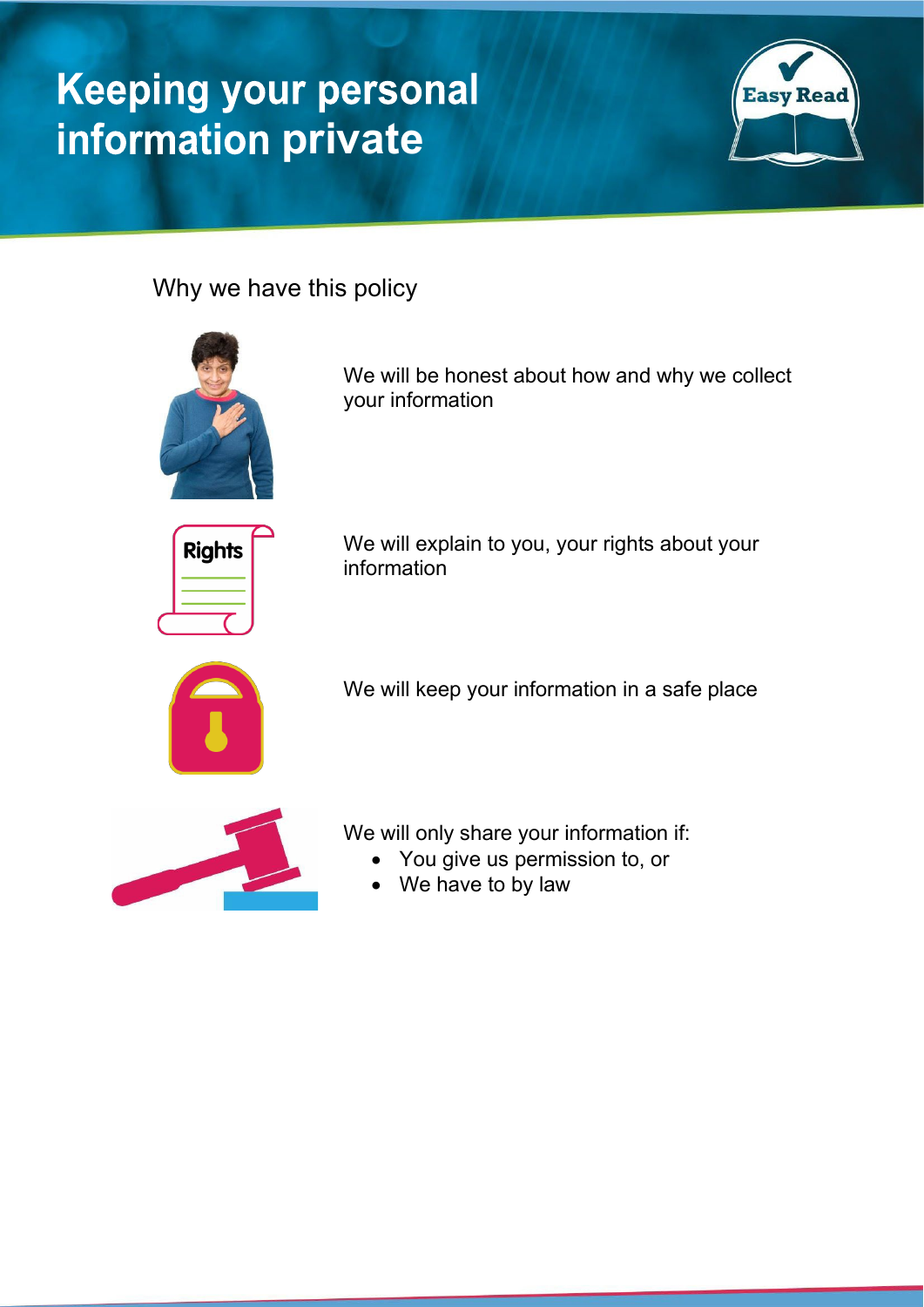# Keeping your personal information private

## Why we have this policy

We will be honest about how and why we collect your information

We will explain to you, your rights about your information

We will keep your information in a safe place

We will only share your information if:

- You give us permission to, or
- We have to by law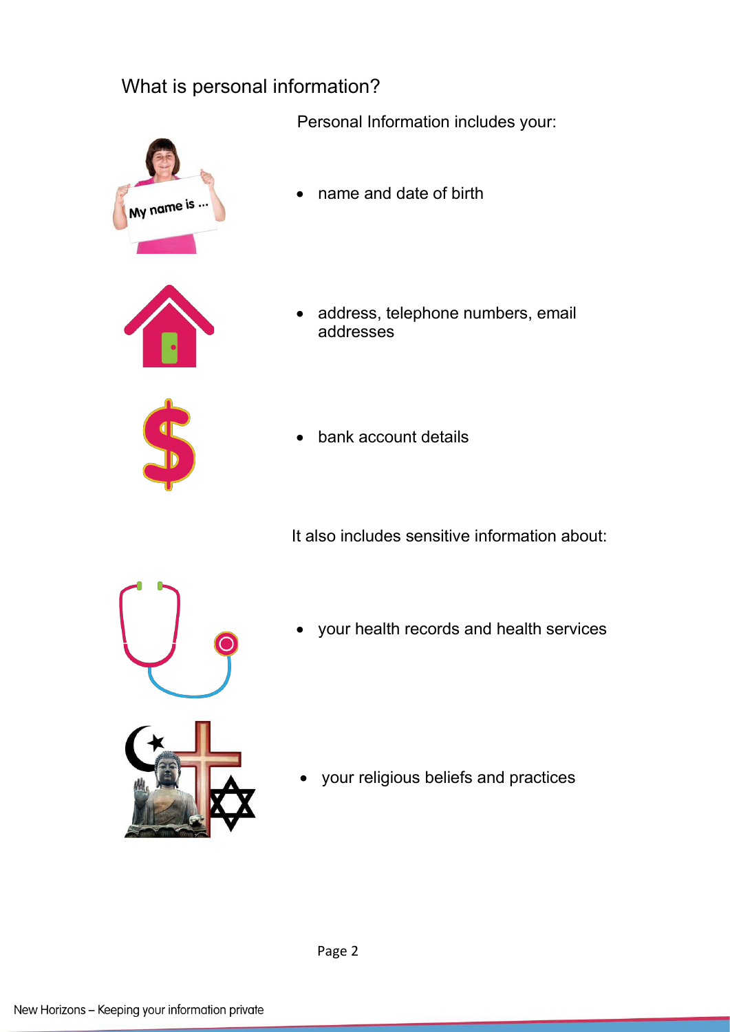## What is personal information?

Personal Information includes your:

- name and date of birth
- address, telephone numbers, email addresses
- bank account details

It also includes sensitive information about:

- your health records and health services
- your religious beliefs and practices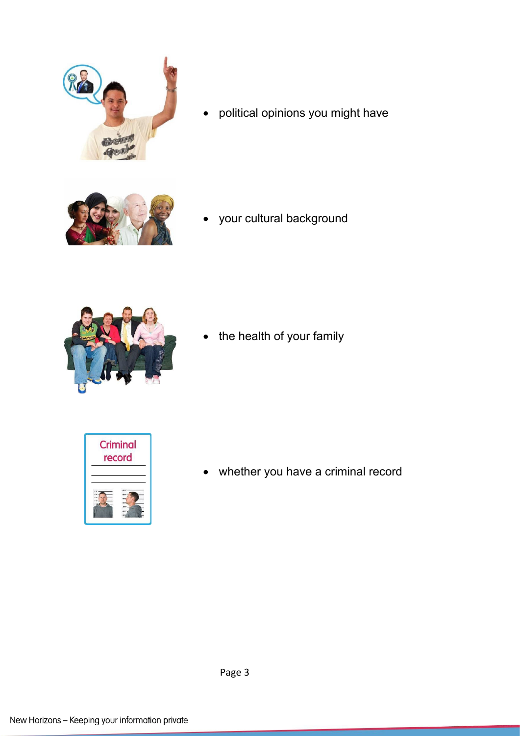- political opinions you might have
- your cultural background
- the health of your family
- whether you have a criminal record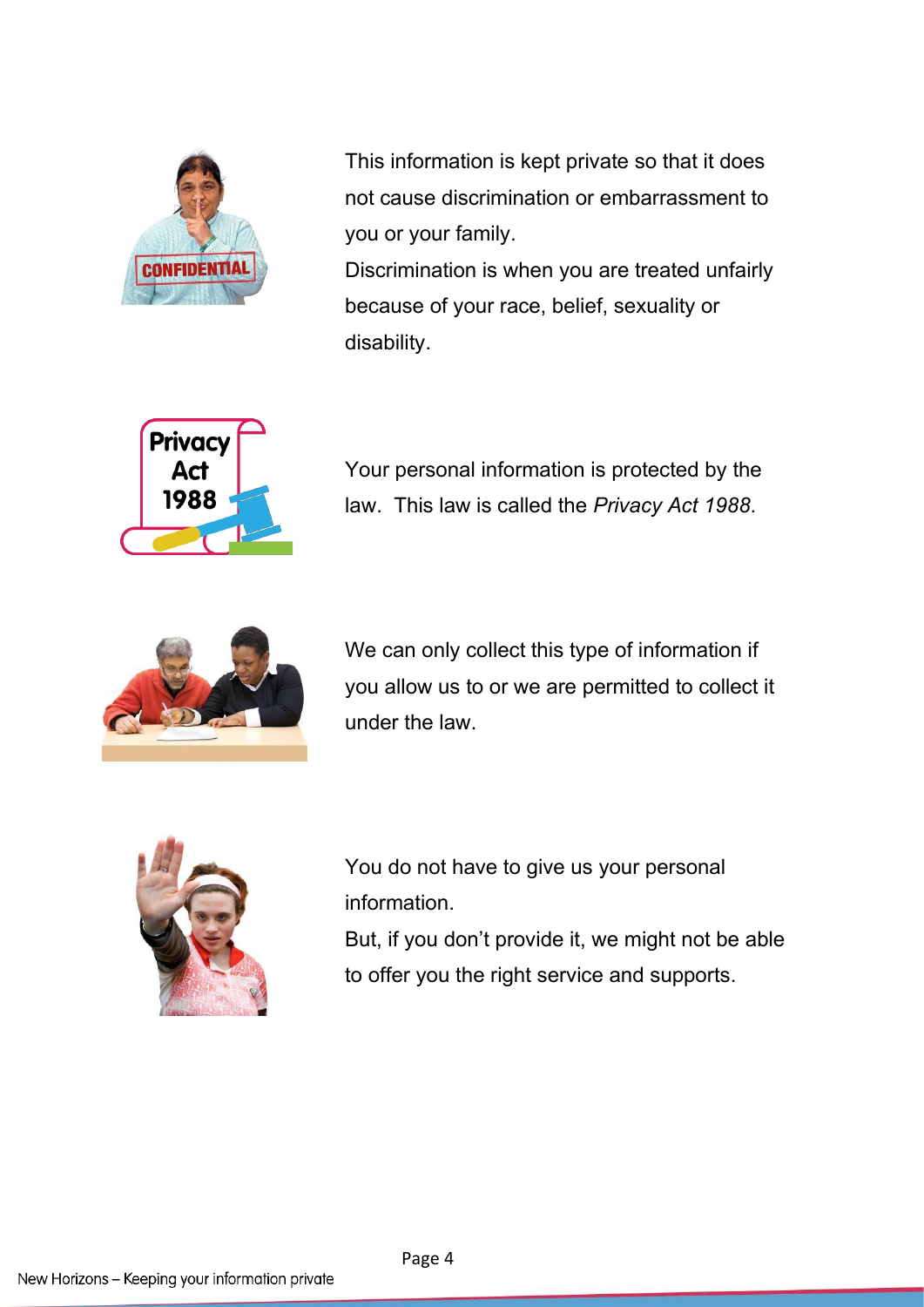This information is kept private so that it does not cause discrimination or embarrassment to you or your family.
Discrimination is when you are treated unfairly because of your race, belief, sexuality or disability.

Your personal information is protected by the law. This law is called the *Privacy Act 1988*.

We can only collect this type of information if you allow us to or we are permitted to collect it under the law.

You do not have to give us your personal information.
But, if you don't provide it, we might not be able to offer you the right service and supports.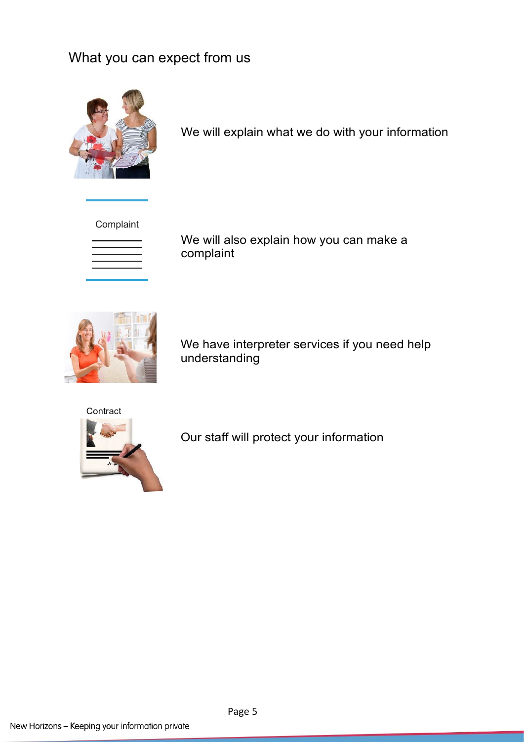## What you can expect from us

We will explain what we do with your information

Complaint

We will also explain how you can make a complaint

We have interpreter services if you need help understanding

Contract

Our staff will protect your information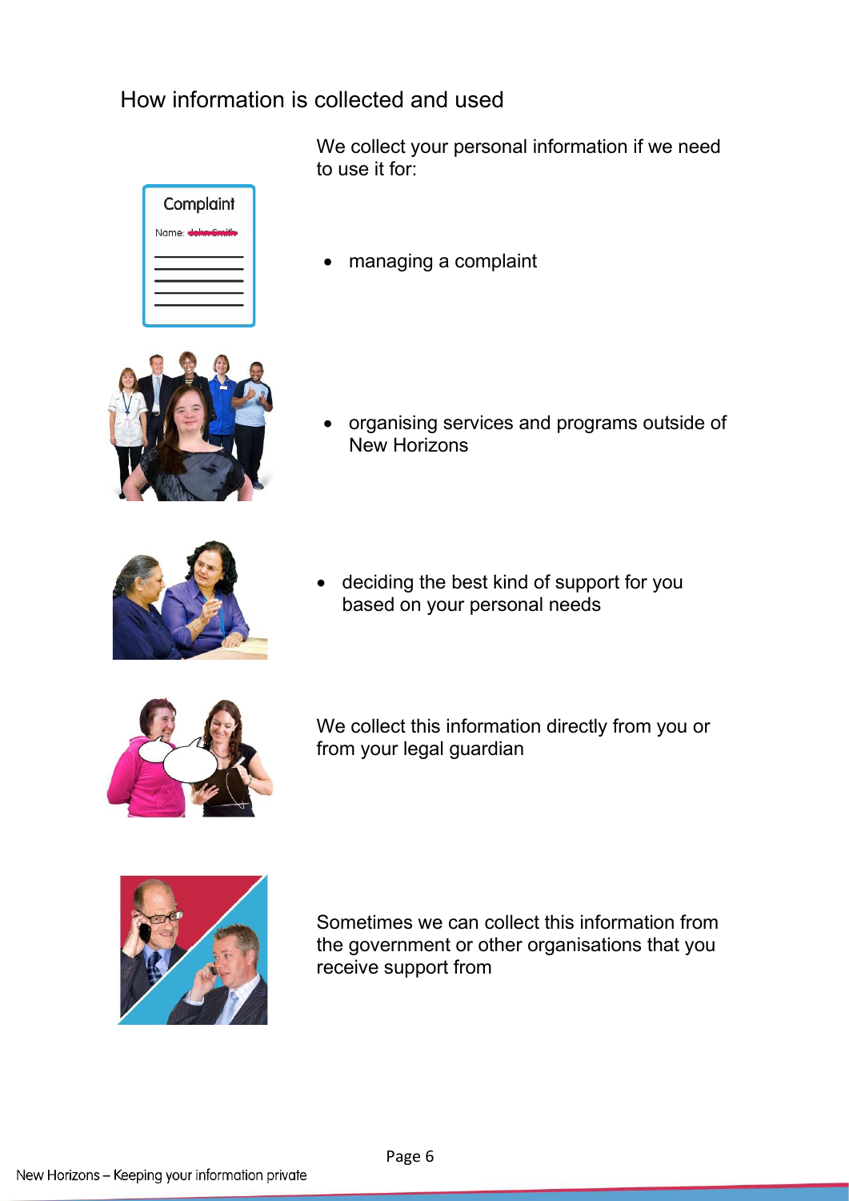## How information is collected and used

We collect your personal information if we need to use it for:

- managing a complaint
- organising services and programs outside of New Horizons
- deciding the best kind of support for you based on your personal needs

We collect this information directly from you or from your legal guardian

Sometimes we can collect this information from the government or other organisations that you receive support from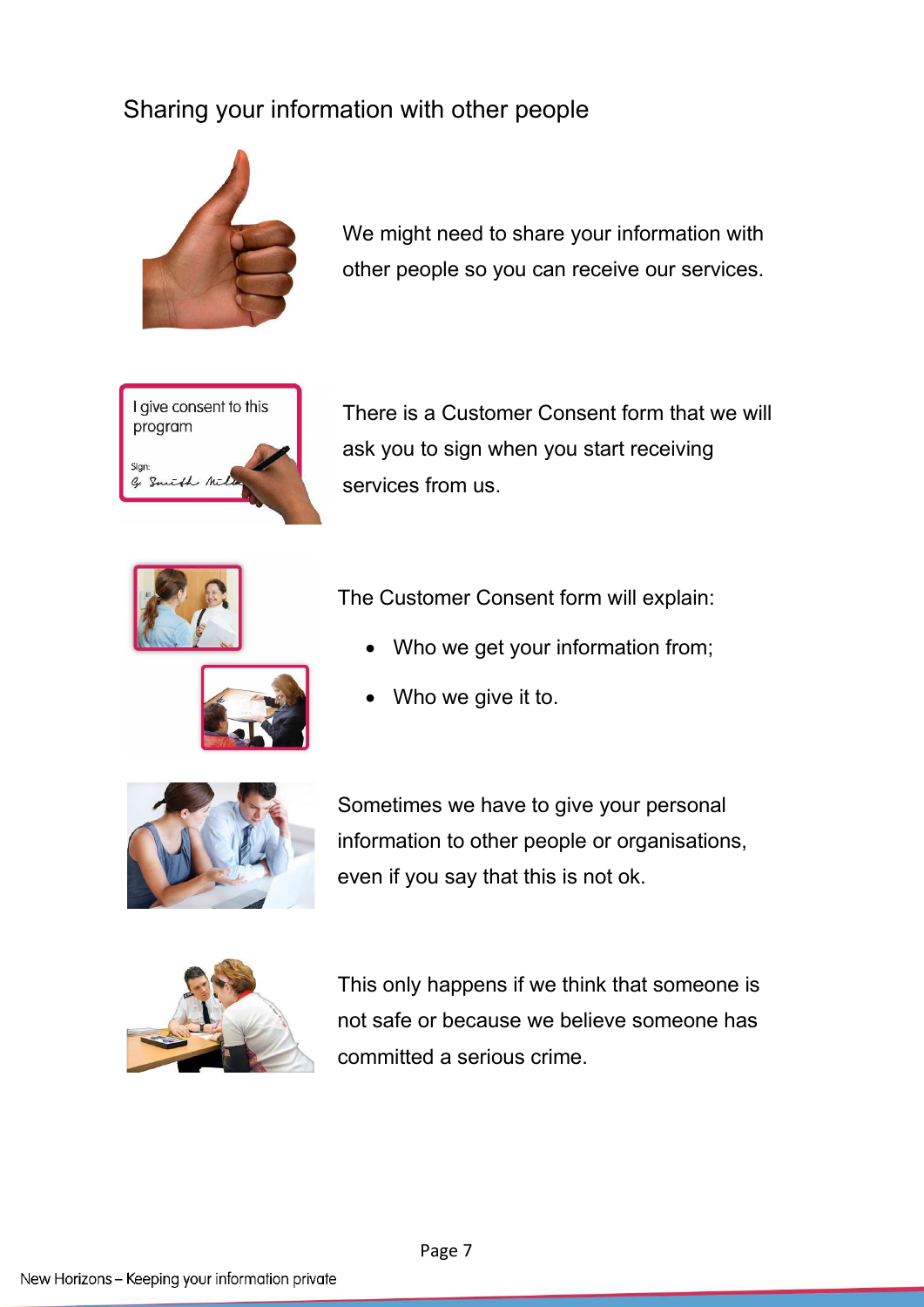## Sharing your information with other people

We might need to share your information with other people so you can receive our services.

There is a Customer Consent form that we will ask you to sign when you start receiving services from us.

The Customer Consent form will explain:

- Who we get your information from;
- Who we give it to.

Sometimes we have to give your personal information to other people or organisations, even if you say that this is not ok.

This only happens if we think that someone is not safe or because we believe someone has committed a serious crime.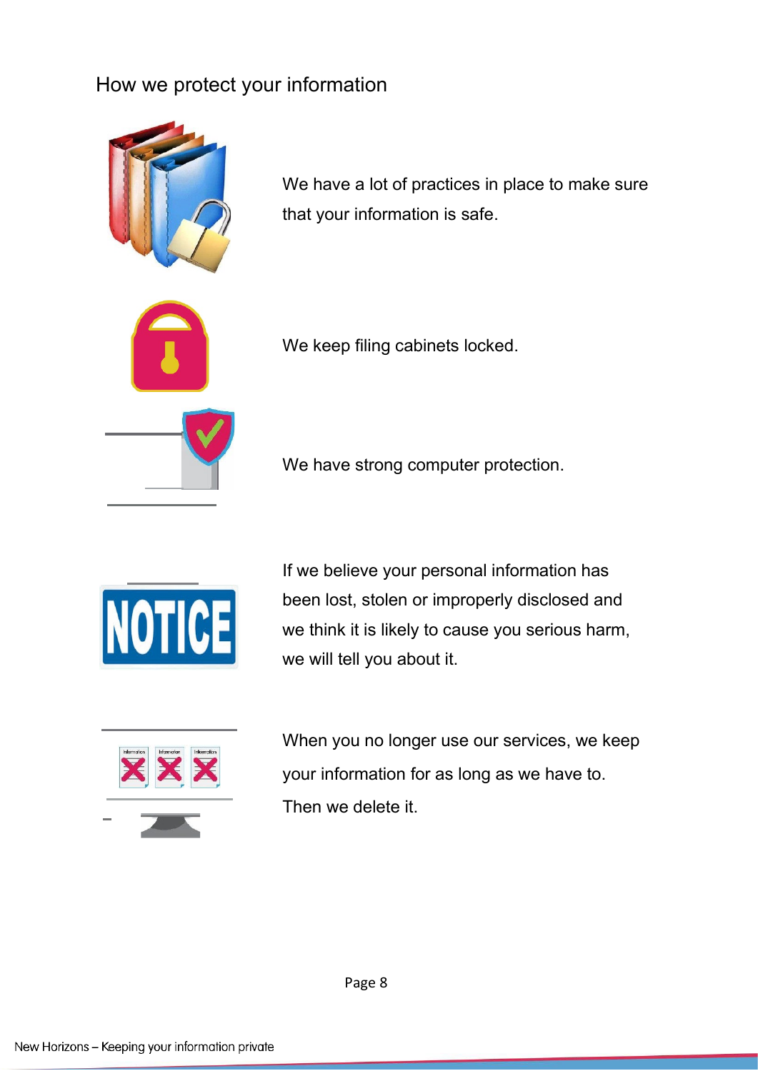## How we protect your information

We have a lot of practices in place to make sure that your information is safe.

We keep filing cabinets locked.

We have strong computer protection.

If we believe your personal information has been lost, stolen or improperly disclosed and we think it is likely to cause you serious harm, we will tell you about it.

When you no longer use our services, we keep your information for as long as we have to. Then we delete it.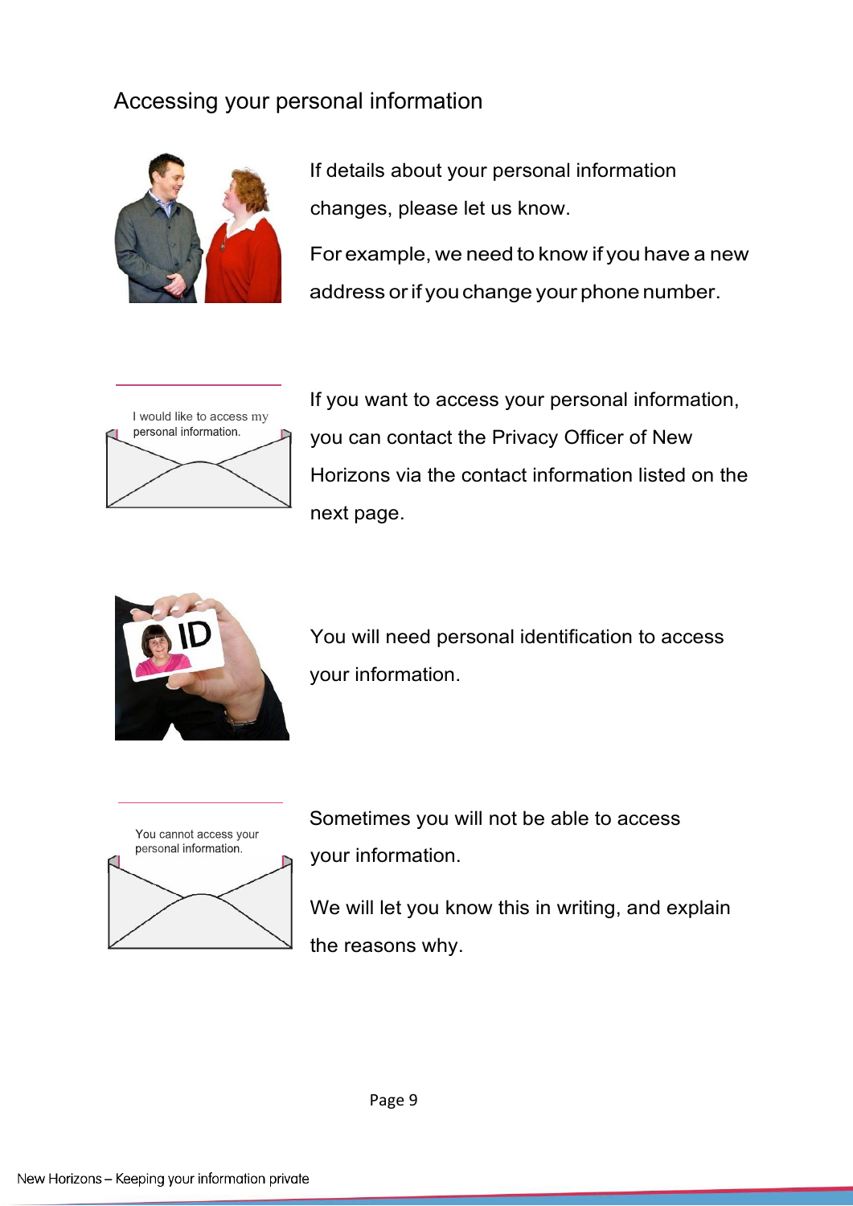## Accessing your personal information

If details about your personal information changes, please let us know.

For example, we need to know if you have a new address or if you change your phone number.

If you want to access your personal information, you can contact the Privacy Officer of New Horizons via the contact information listed on the next page.

You will need personal identification to access your information.

Sometimes you will not be able to access your information.

We will let you know this in writing, and explain the reasons why.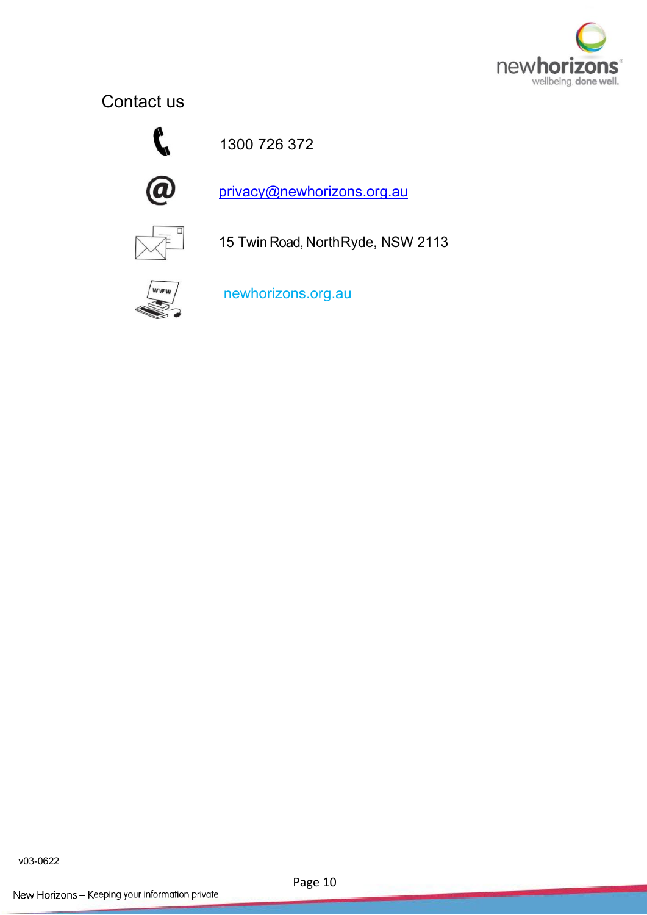## Contact us

1300 726 372

privacy@newhorizons.org.au

15 Twin Road, North Ryde, NSW 2113

newhorizons.org.au

v03-0622